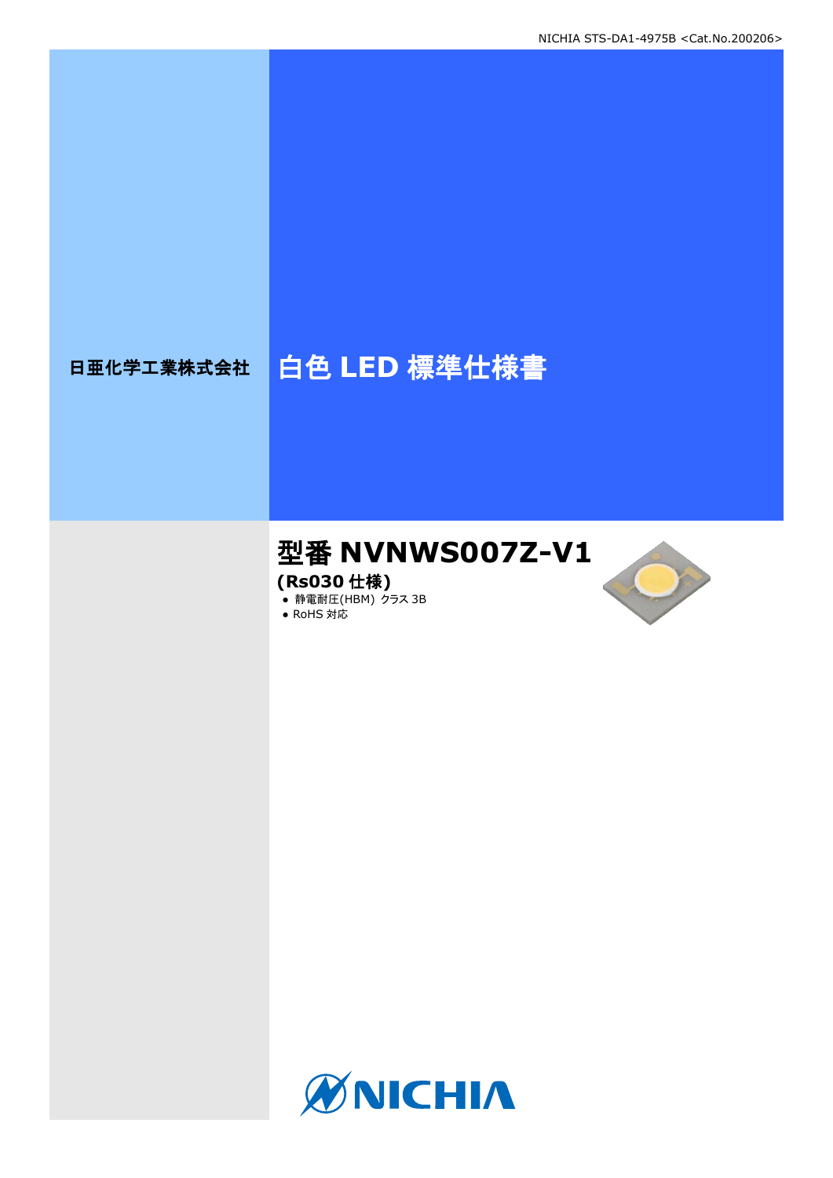日亜化学工業株式会社

# 白色 LED 標準仕様書

## 型番 NVNWS007Z-V1

**(Rs030 仕様)**

- 静電耐圧(HBM) クラス 3B
- RoHS 対応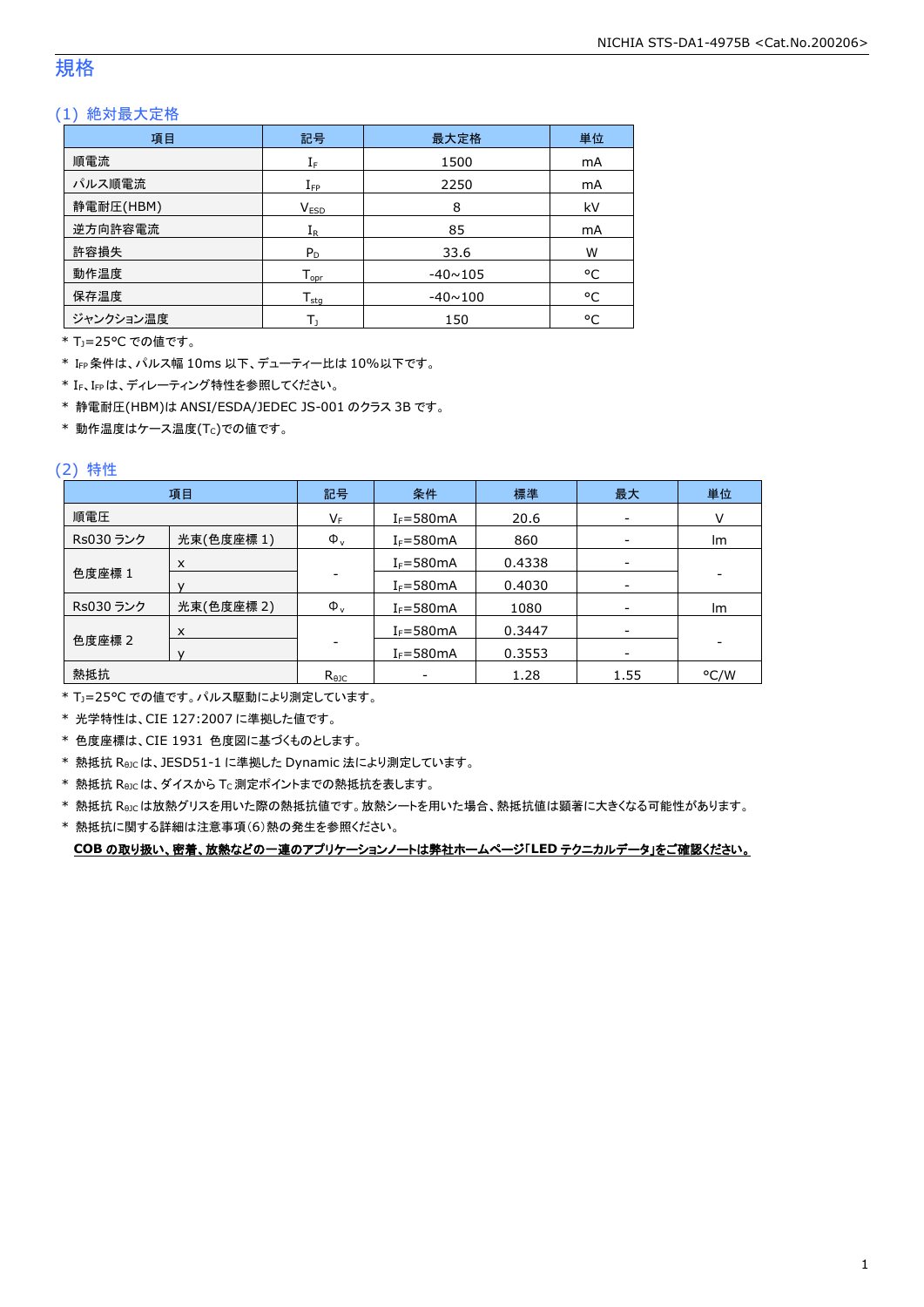# 規格

## (1) 絶対最大定格

| 項目 | 記号 | 最大定格 | 単位 |
|---|---|---|---|
| 順電流 | $I_F$ | 1500 | mA |
| パルス順電流 | $I_{FP}$ | 2250 | mA |
| 静電耐圧(HBM) | $V_{ESD}$ | 8 | kV |
| 逆方向許容電流 | $I_R$ | 85 | mA |
| 許容損失 | $P_D$ | 33.6 | W |
| 動作温度 | $T_{opr}$ | -40~105 | °C |
| 保存温度 | $T_{stg}$ | -40~100 | °C |
| ジャンクション温度 | $T_J$ | 150 | °C |

\* $T_J$=25°C での値です。

\* $I_{FP}$条件は、パルス幅 10ms 以下、デューティー比は 10%以下です。

\* $I_F$、$I_{FP}$は、ディレーティング特性を参照してください。

\* 静電耐圧(HBM)は ANSI/ESDA/JEDEC JS-001 のクラス 3B です。

\* 動作温度はケース温度($T_C$)での値です。

## (2) 特性

| 項目 | | 記号 | 条件 | 標準 | 最大 | 単位 |
|---|---|---|---|---|---|---|
| 順電圧 | | $V_F$ | $I_F$=580mA | 20.6 | - | V |
| Rs030 ランク | 光束(色度座標 1) | $\Phi_v$ | $I_F$=580mA | 860 | - | lm |
| 色度座標 1 | x | - | $I_F$=580mA | 0.4338 | - | - |
| | y | | $I_F$=580mA | 0.4030 | - | |
| Rs030 ランク | 光束(色度座標 2) | $\Phi_v$ | $I_F$=580mA | 1080 | - | lm |
| 色度座標 2 | x | - | $I_F$=580mA | 0.3447 | - | - |
| | y | | $I_F$=580mA | 0.3553 | - | |
| 熱抵抗 | | $R_{\theta JC}$ | - | 1.28 | 1.55 | °C/W |

\* $T_J$=25°C での値です。パルス駆動により測定しています。

\* 光学特性は、CIE 127:2007 に準拠した値です。

\* 色度座標は、CIE 1931 色度図に基づくものとします。

\* 熱抵抗 $R_{\theta JC}$は、JESD51-1 に準拠した Dynamic 法により測定しています。

\* 熱抵抗 $R_{\theta JC}$は、ダイスから $T_C$測定ポイントまでの熱抵抗を表します。

\* 熱抵抗 $R_{\theta JC}$は放熱グリスを用いた際の熱抵抗値です。放熱シートを用いた場合、熱抵抗値は顕著に大きくなる可能性があります。

\* 熱抵抗に関する詳細は注意事項(6)熱の発生を参照ください。

**COB の取り扱い、密着、放熱などの一連のアプリケーションノートは弊社ホームページ「LED テクニカルデータ」をご確認ください。**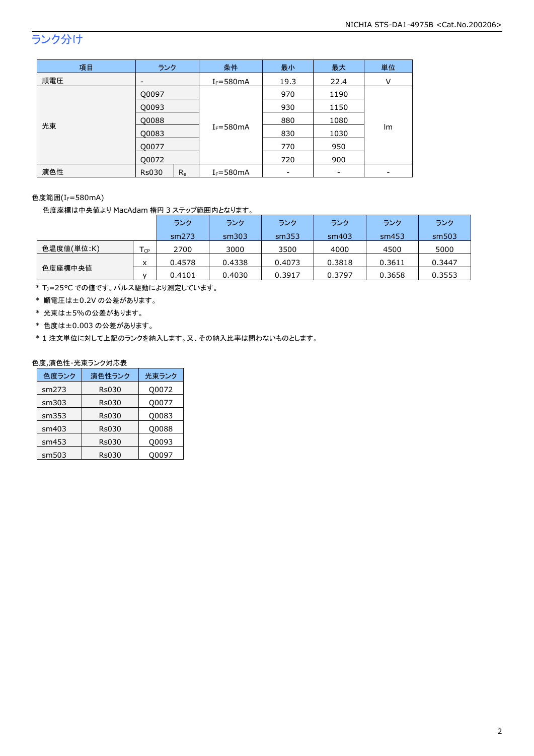## ランク分け

| 項目 | ランク | | 条件 | 最小 | 最大 | 単位 |
|---|---|---|---|---|---|---|
| 順電圧 | - | | $I_F$=580mA | 19.3 | 22.4 | V |
| 光束 | Q0097 | | $I_F$=580mA | 970 | 1190 | lm |
| | Q0093 | | | 930 | 1150 | |
| | Q0088 | | | 880 | 1080 | |
| | Q0083 | | | 830 | 1030 | |
| | Q0077 | | | 770 | 950 | |
| | Q0072 | | | 720 | 900 | |
| 演色性 | Rs030 | $R_a$ | $I_F$=580mA | - | - | - |

色度範囲($I_F$=580mA)

色度座標は中央値より MacAdam 楕円 3 ステップ範囲内となります。

| | | ランク sm273 | ランク sm303 | ランク sm353 | ランク sm403 | ランク sm453 | ランク sm503 |
|---|---|---|---|---|---|---|---|
| 色温度値(単位:K) | $T_{CP}$ | 2700 | 3000 | 3500 | 4000 | 4500 | 5000 |
| 色度座標中央値 | x | 0.4578 | 0.4338 | 0.4073 | 0.3818 | 0.3611 | 0.3447 |
| | y | 0.4101 | 0.4030 | 0.3917 | 0.3797 | 0.3658 | 0.3553 |

* $T_J$=25°C での値です。パルス駆動により測定しています。
* 順電圧は±0.2V の公差があります。
* 光束は±5%の公差があります。
* 色度は±0.003 の公差があります。
* 1 注文単位に対して上記のランクを納入します。又、その納入比率は問わないものとします。

色度,演色性-光束ランク対応表

| 色度ランク | 演色性ランク | 光束ランク |
|---|---|---|
| sm273 | Rs030 | Q0072 |
| sm303 | Rs030 | Q0077 |
| sm353 | Rs030 | Q0083 |
| sm403 | Rs030 | Q0088 |
| sm453 | Rs030 | Q0093 |
| sm503 | Rs030 | Q0097 |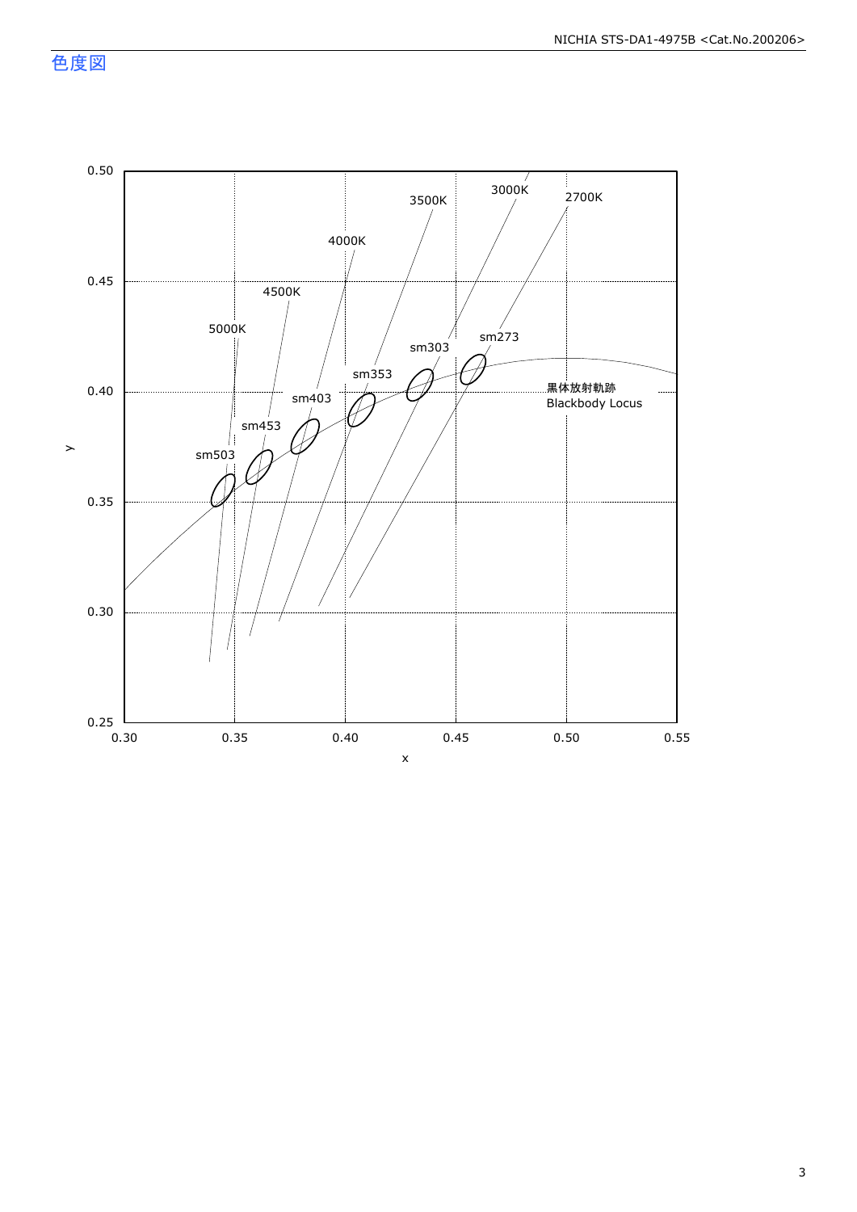## 色度図

y

0.50

0.45

0.40

0.35

0.30

0.25

0.30 0.35 0.40 0.45 0.50 0.55

x

5000K 4500K 4000K 3500K 3000K 2700K

sm503 sm453 sm403 sm353 sm303 sm273

黒体放射軌跡
Blackbody Locus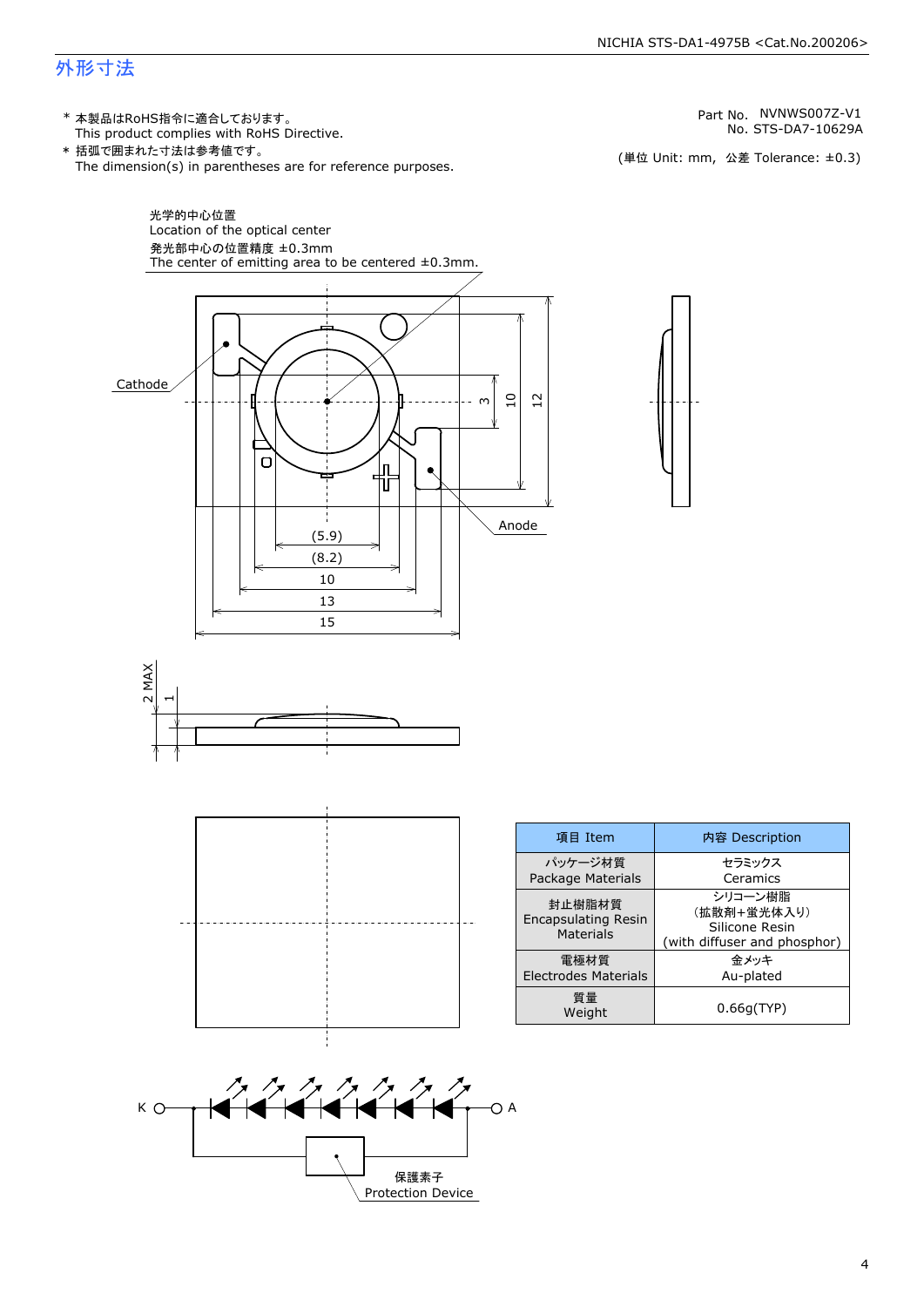# 外形寸法

Part No. NVNWS007Z-V1
No. STS-DA7-10629A

* 本製品はRoHS指令に適合しております。
  This product complies with RoHS Directive.
* 括弧で囲まれた寸法は参考値です。
  The dimension(s) in parentheses are for reference purposes.

(単位 Unit: mm, 公差 Tolerance: ±0.3)

光学的中心位置
Location of the optical center
発光部中心の位置精度 ±0.3mm
The center of emitting area to be centered ±0.3mm.

Cathode

Anode

(5.9)
(8.2)
10
13
15

3
10
12

2 MAX
1

| 項目 Item | 内容 Description |
|---|---|
| パッケージ材質<br>Package Materials | セラミックス<br>Ceramics |
| 封止樹脂材質<br>Encapsulating Resin Materials | シリコーン樹脂<br>(拡散剤+蛍光体入り)<br>Silicone Resin<br>(with diffuser and phosphor) |
| 電極材質<br>Electrodes Materials | 金メッキ<br>Au-plated |
| 質量<br>Weight | 0.66g(TYP) |

K

A

保護素子
Protection Device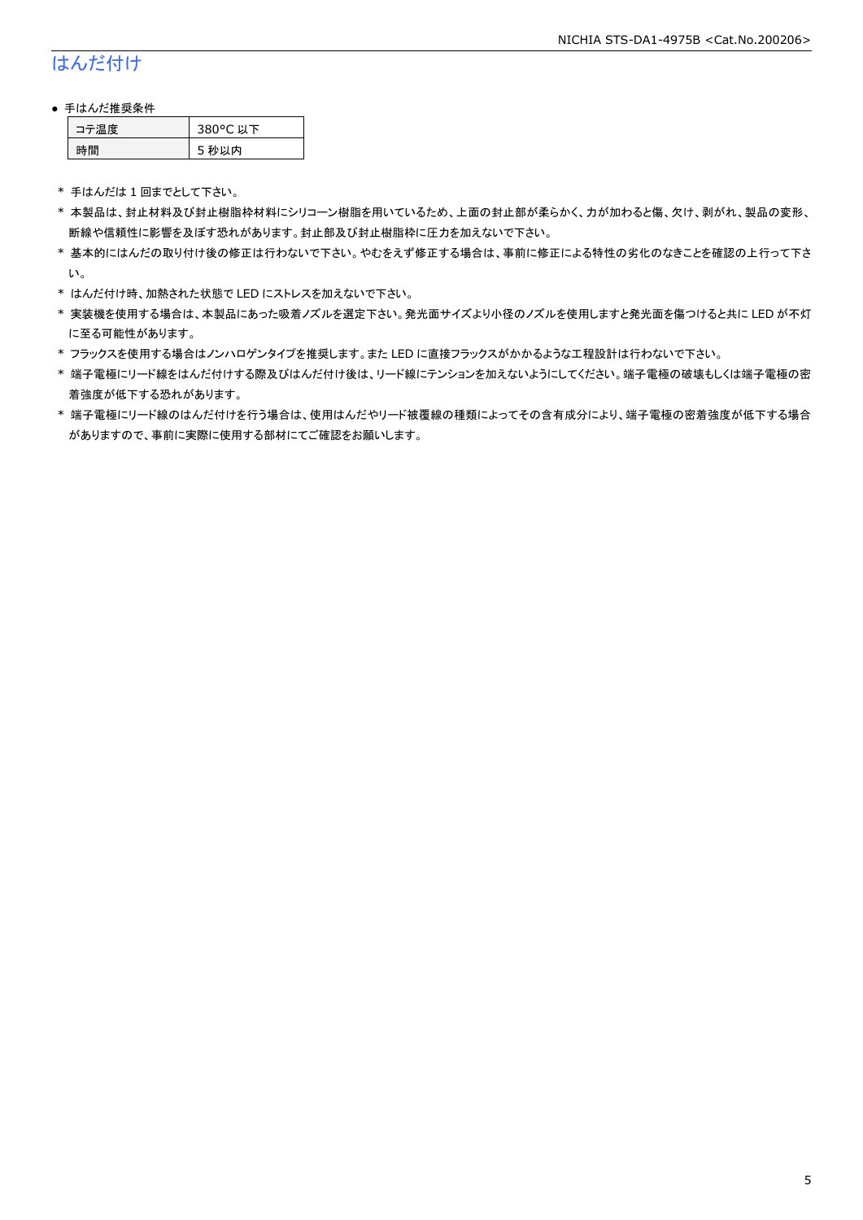## はんだ付け

- 手はんだ推奨条件

| コテ温度 | 380°C 以下 |
|---|---|
| 時間 | 5 秒以内 |

* 手はんだは 1 回までとして下さい。
* 本製品は、封止材料及び封止樹脂枠材料にシリコーン樹脂を用いているため、上面の封止部が柔らかく、力が加わると傷、欠け、剥がれ、製品の変形、断線や信頼性に影響を及ぼす恐れがあります。封止部及び封止樹脂枠に圧力を加えないで下さい。
* 基本的にはんだの取り付け後の修正は行わないで下さい。やむをえず修正する場合は、事前に修正による特性の劣化のなきことを確認の上行って下さい。
* はんだ付け時、加熱された状態で LED にストレスを加えないで下さい。
* 実装機を使用する場合は、本製品にあった吸着ノズルを選定下さい。発光面サイズより小径のノズルを使用しますと発光面を傷つけると共に LED が不灯に至る可能性があります。
* フラックスを使用する場合はノンハロゲンタイプを推奨します。また LED に直接フラックスがかかるような工程設計は行わないで下さい。
* 端子電極にリード線をはんだ付けする際及びはんだ付け後は、リード線にテンションを加えないようにしてください。端子電極の破壊もしくは端子電極の密着強度が低下する恐れがあります。
* 端子電極にリード線のはんだ付けを行う場合は、使用はんだやリード被覆線の種類によってその含有成分により、端子電極の密着強度が低下する場合がありますので、事前に実際に使用する部材にてご確認をお願いします。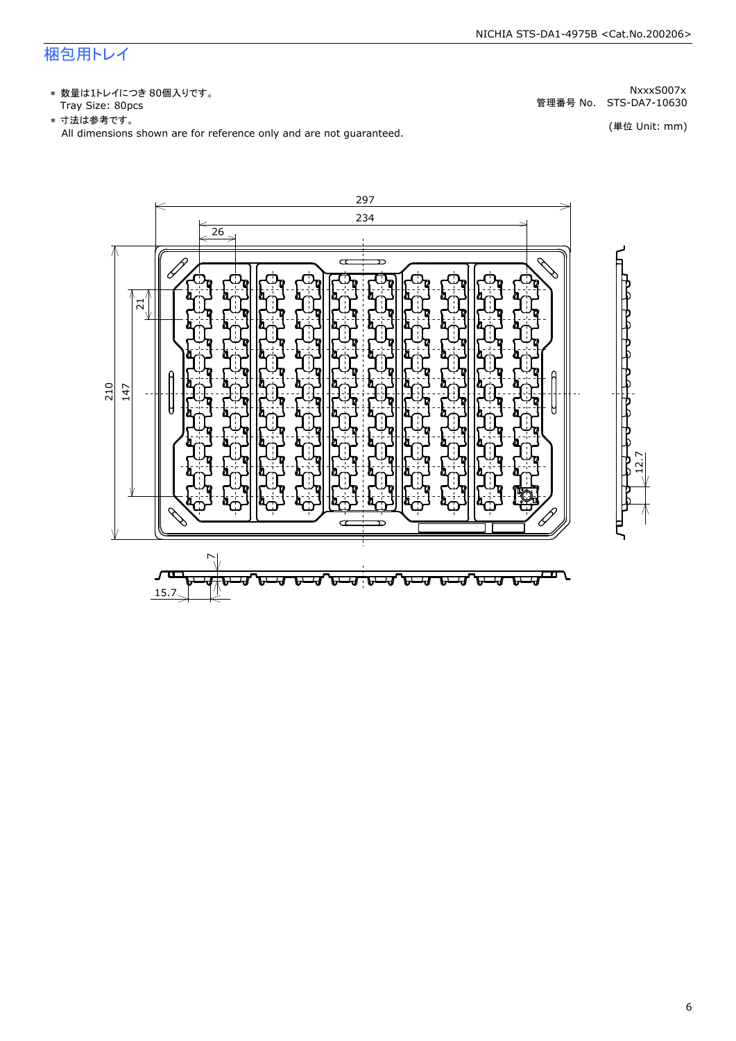# 梱包用トレイ

* 数量は1トレイにつき 80個入りです。
  Tray Size: 80pcs
* 寸法は参考です。
  All dimensions shown are for reference only and are not guaranteed.

NxxxS007x
管理番号 No. STS-DA7-10630

(単位 Unit: mm)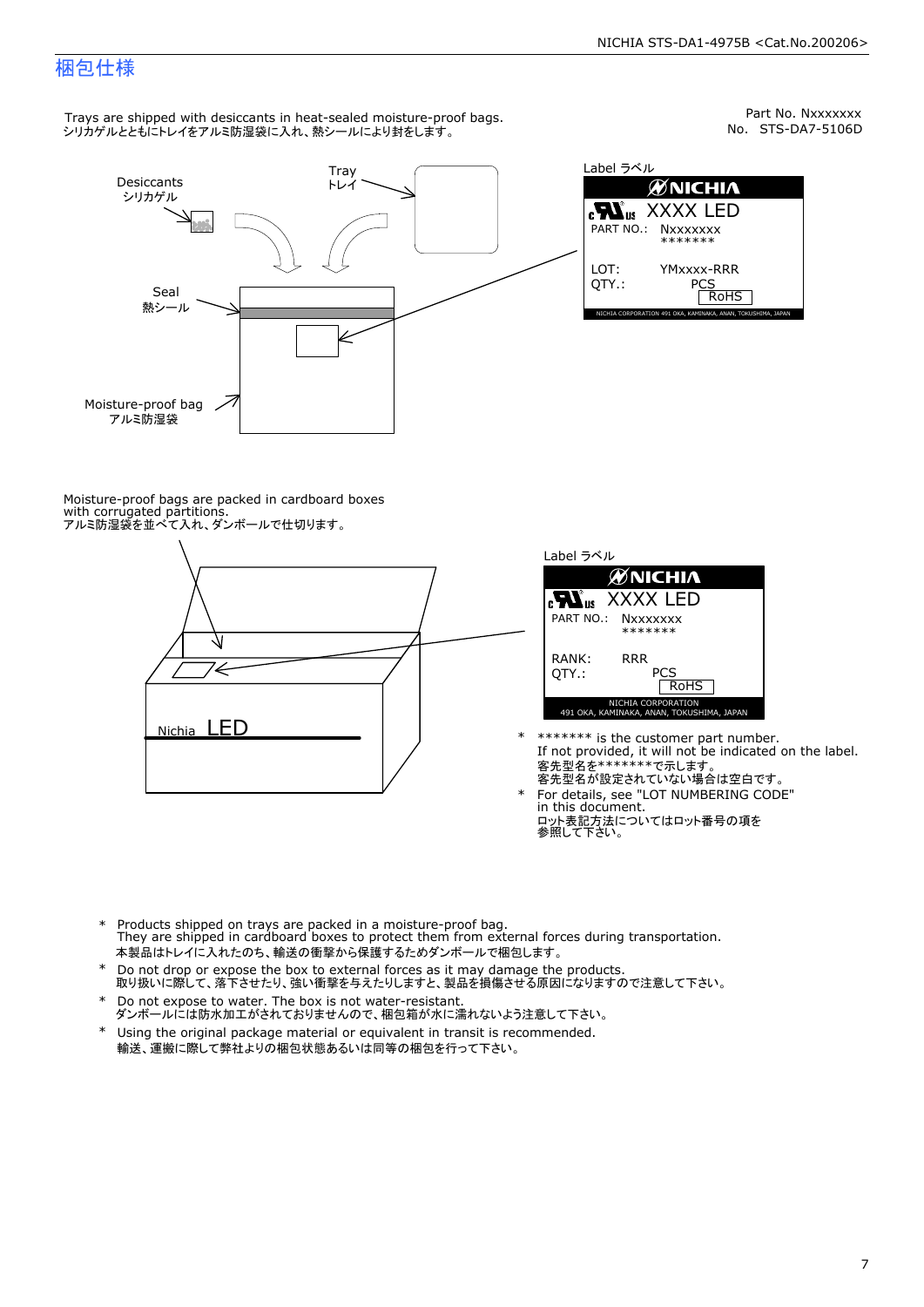# 梱包仕様

Part No. Nxxxxxxx
No. STS-DA7-5106D

Trays are shipped with desiccants in heat-sealed moisture-proof bags.
シリカゲルとともにトレイをアルミ防湿袋に入れ、熱シールにより封をします。

Desiccants
シリカゲル

Tray
トレイ

Seal
熱シール

Moisture-proof bag
アルミ防湿袋

Label ラベル

NICHIA
XXXX LED
PART NO.: Nxxxxxxx
\*\*\*\*\*\*\*
LOT: YMxxxx-RRR
QTY.: PCS
RoHS
NICHIA CORPORATION 491 OKA, KAMINAKA, ANAN, TOKUSHIMA, JAPAN

Moisture-proof bags are packed in cardboard boxes with corrugated partitions.
アルミ防湿袋を並べて入れ、ダンボールで仕切ります。

Nichia LED

Label ラベル

NICHIA
XXXX LED
PART NO.: Nxxxxxxx
\*\*\*\*\*\*\*
RANK: RRR
QTY.: PCS
RoHS
NICHIA CORPORATION
491 OKA, KAMINAKA, ANAN, TOKUSHIMA, JAPAN

- \*\*\*\*\*\*\* is the customer part number.
  If not provided, it will not be indicated on the label.
  客先型名を\*\*\*\*\*\*\*で示します。
  客先型名が設定されていない場合は空白です。
- For details, see "LOT NUMBERING CODE" in this document.
  ロット表記方法についてはロット番号の項を参照して下さい。

- Products shipped on trays are packed in a moisture-proof bag.
  They are shipped in cardboard boxes to protect them from external forces during transportation.
  本製品はトレイに入れたのち、輸送の衝撃から保護するためダンボールで梱包します。
- Do not drop or expose the box to external forces as it may damage the products.
  取り扱いに際して、落下させたり、強い衝撃を与えたりしますと、製品を損傷させる原因になりますので注意して下さい。
- Do not expose to water. The box is not water-resistant.
  ダンボールには防水加工がされておりませんので、梱包箱が水に濡れないよう注意して下さい。
- Using the original package material or equivalent in transit is recommended.
  輸送、運搬に際して弊社よりの梱包状態あるいは同等の梱包を行って下さい。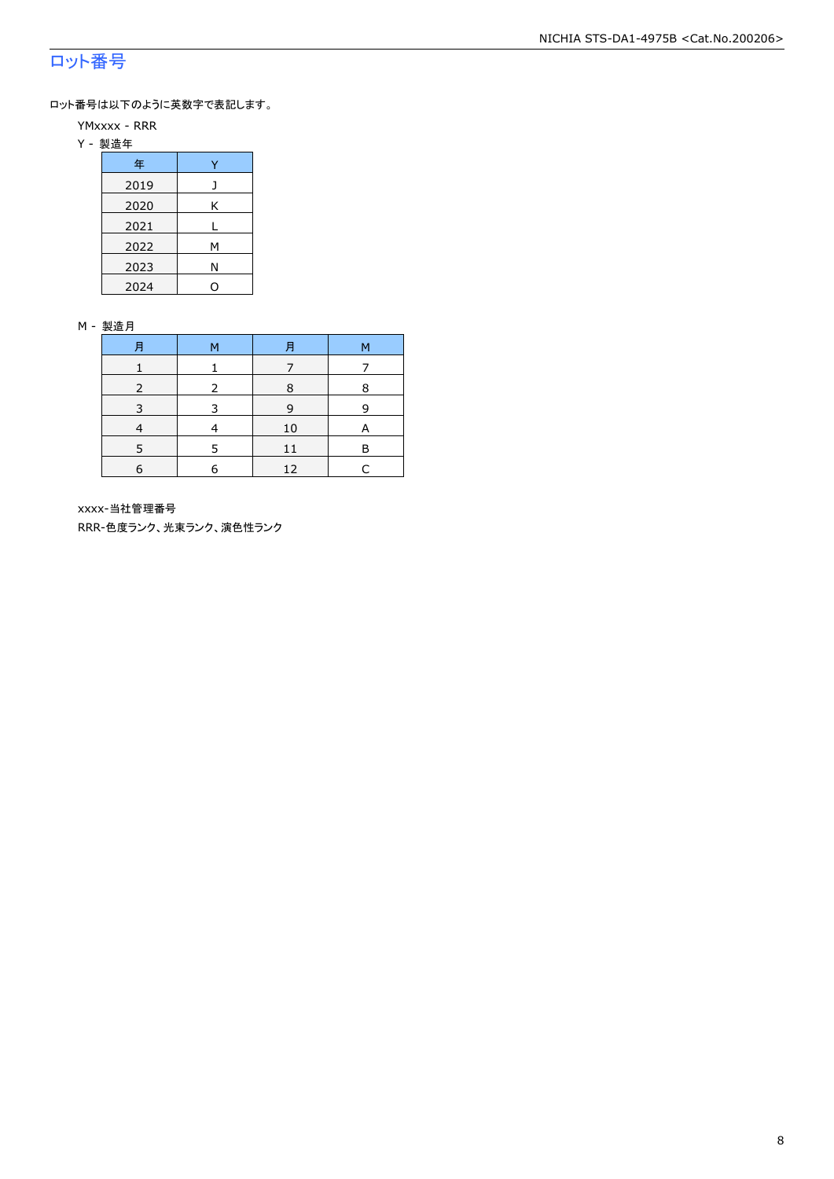## ロット番号

ロット番号は以下のように英数字で表記します。

YMxxxx - RRR

Y - 製造年

| 年 | Y |
|---|---|
| 2019 | J |
| 2020 | K |
| 2021 | L |
| 2022 | M |
| 2023 | N |
| 2024 | O |

M - 製造月

| 月 | M | 月 | M |
|---|---|---|---|
| 1 | 1 | 7 | 7 |
| 2 | 2 | 8 | 8 |
| 3 | 3 | 9 | 9 |
| 4 | 4 | 10 | A |
| 5 | 5 | 11 | B |
| 6 | 6 | 12 | C |

xxxx-当社管理番号

RRR-色度ランク、光束ランク、演色性ランク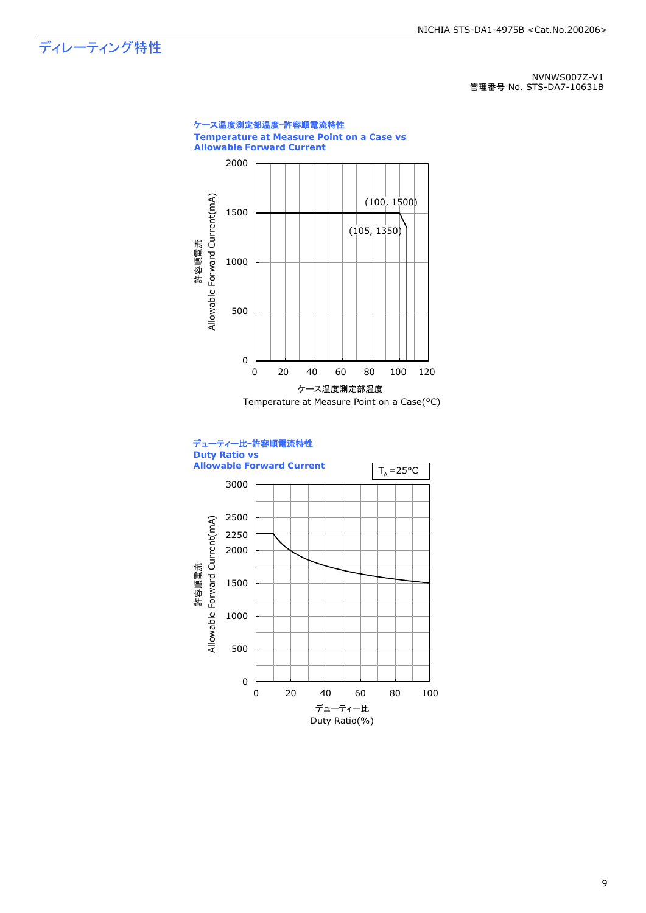# ディレーティング特性

NVNWS007Z-V1
管理番号 No. STS-DA7-10631B

**ケース温度測定部温度-許容順電流特性**
**Temperature at Measure Point on a Case vs Allowable Forward Current**

許容順電流
Allowable Forward Current(mA)

(100, 1500)
(105, 1350)

ケース温度測定部温度
Temperature at Measure Point on a Case(°C)

**デューティー比-許容順電流特性**
**Duty Ratio vs Allowable Forward Current**

$T_A$=25°C

許容順電流
Allowable Forward Current(mA)

デューティー比
Duty Ratio(%)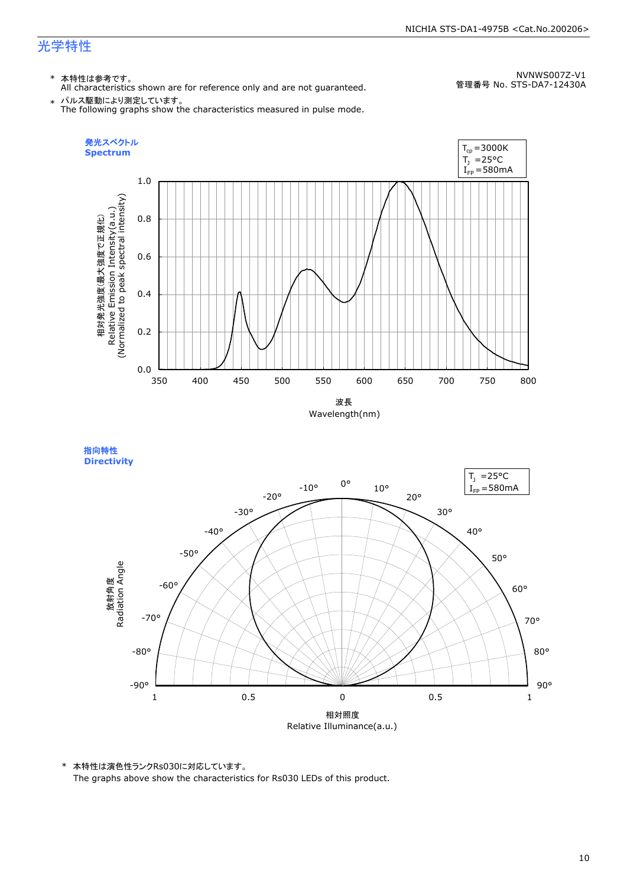## 光学特性

NVNWS007Z-V1
管理番号 No. STS-DA7-12430A

\* 本特性は参考です。
All characteristics shown are for reference only and are not guaranteed.

\* パルス駆動により測定しています。
The following graphs show the characteristics measured in pulse mode.

### 発光スペクトル
### Spectrum

$T_{cp}$ =3000K
$T_J$ =25°C
$I_{FP}$ =580mA

相対発光強度(最大強度で正規化)
Relative Emission Intensity(a.u.)
(Normalized to peak spectral intensity)

波長
Wavelength(nm)

### 指向特性
### Directivity

$T_J$ =25°C
$I_{FP}$ =580mA

放射角度
Radiation Angle

相対照度
Relative Illuminance(a.u.)

\* 本特性は演色性ランクRs030に対応しています。
The graphs above show the characteristics for Rs030 LEDs of this product.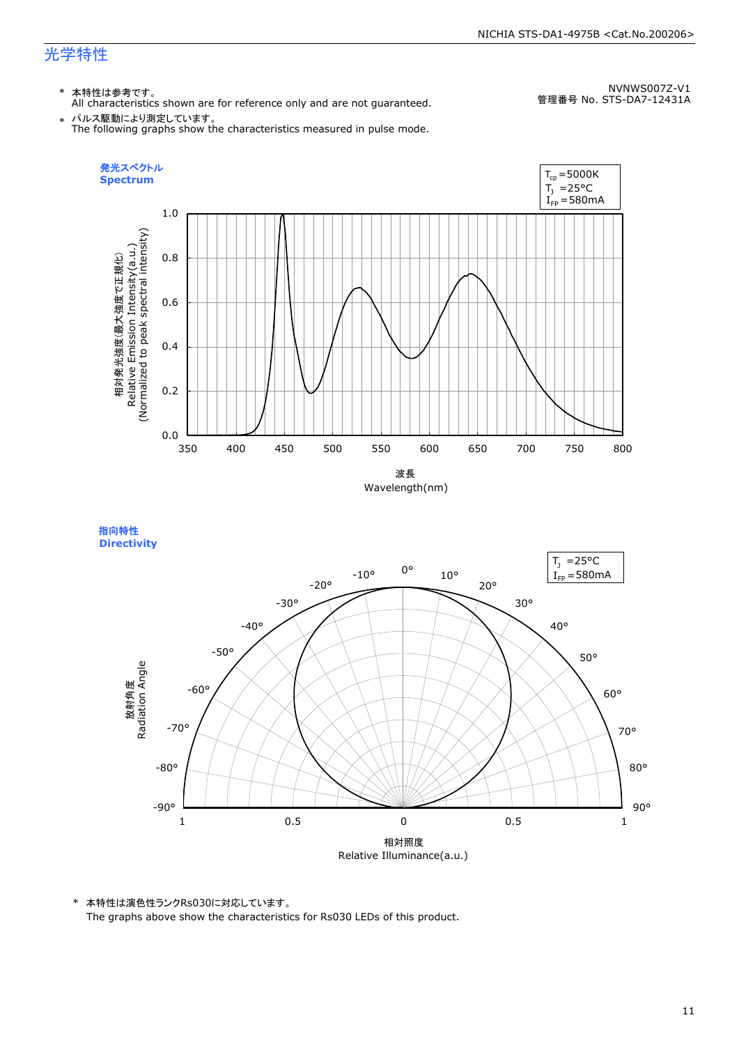## 光学特性

NVNWS007Z-V1
管理番号 No. STS-DA7-12431A

\* 本特性は参考です。
All characteristics shown are for reference only and are not guaranteed.

\* パルス駆動により測定しています。
The following graphs show the characteristics measured in pulse mode.

### 発光スペクトル
### Spectrum

$T_{cp}$=5000K
$T_J$ =25°C
$I_{FP}$=580mA

相対発光強度(最大強度で正規化)
Relative Emission Intensity(a.u.)
(Normalized to peak spectral intensity)

波長
Wavelength(nm)

### 指向特性
### Directivity

$T_J$ =25°C
$I_{FP}$=580mA

放射角度
Radiation Angle

相対照度
Relative Illuminance(a.u.)

\* 本特性は演色性ランクRs030に対応しています。
The graphs above show the characteristics for Rs030 LEDs of this product.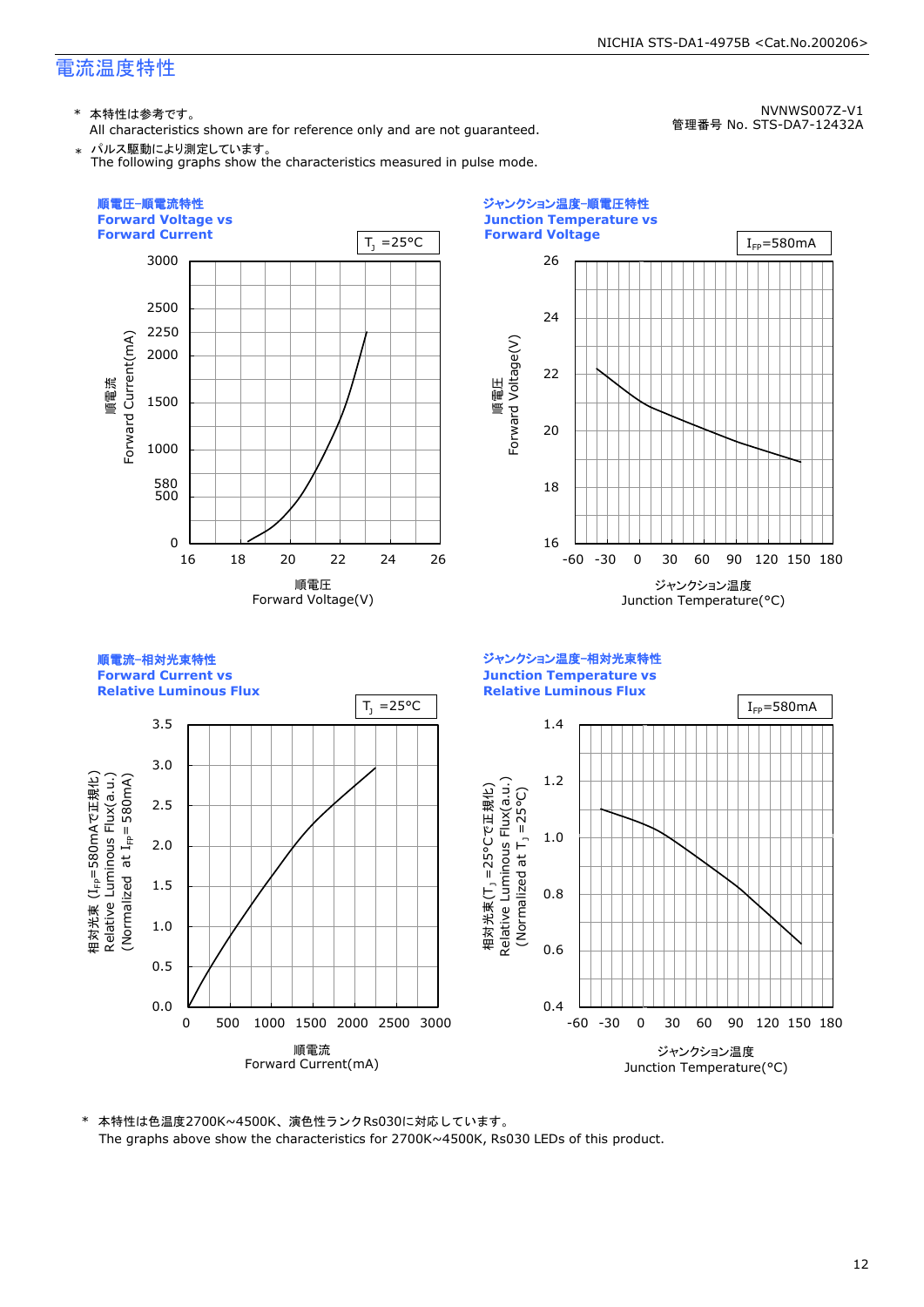# 電流温度特性

NVNWS007Z-V1
管理番号 No. STS-DA7-12432A

\* 本特性は参考です。
All characteristics shown are for reference only and are not guaranteed.

\* パルス駆動により測定しています。
The following graphs show the characteristics measured in pulse mode.

**順電圧−順電流特性**
**Forward Voltage vs Forward Current**

$T_J$ =25°C

順電流 Forward Current(mA): 0, 500, 580, 1000, 1500, 2000, 2250, 2500, 3000

順電圧 Forward Voltage(V): 16, 18, 20, 22, 24, 26

**ジャンクション温度−順電圧特性**
**Junction Temperature vs Forward Voltage**

$I_{FP}$=580mA

順電圧 Forward Voltage(V): 16, 18, 20, 22, 24, 26

ジャンクション温度 Junction Temperature(°C): -60, -30, 0, 30, 60, 90, 120, 150, 180

**順電流−相対光束特性**
**Forward Current vs Relative Luminous Flux**

$T_J$ =25°C

相対光束 ($I_{FP}$=580mAで正規化) Relative Luminous Flux(a.u.) (Normalized at $I_{FP}$= 580mA): 0.0, 0.5, 1.0, 1.5, 2.0, 2.5, 3.0, 3.5

順電流 Forward Current(mA): 0, 500, 1000, 1500, 2000, 2500, 3000

**ジャンクション温度−相対光束特性**
**Junction Temperature vs Relative Luminous Flux**

$I_{FP}$=580mA

相対光束($T_J$ =25°Cで正規化) Relative Luminous Flux(a.u.) (Normalized at $T_J$ =25°C): 0.4, 0.6, 0.8, 1.0, 1.2, 1.4

ジャンクション温度 Junction Temperature(°C): -60, -30, 0, 30, 60, 90, 120, 150, 180

\* 本特性は色温度2700K~4500K、演色性ランクRs030に対応しています。
The graphs above show the characteristics for 2700K~4500K, Rs030 LEDs of this product.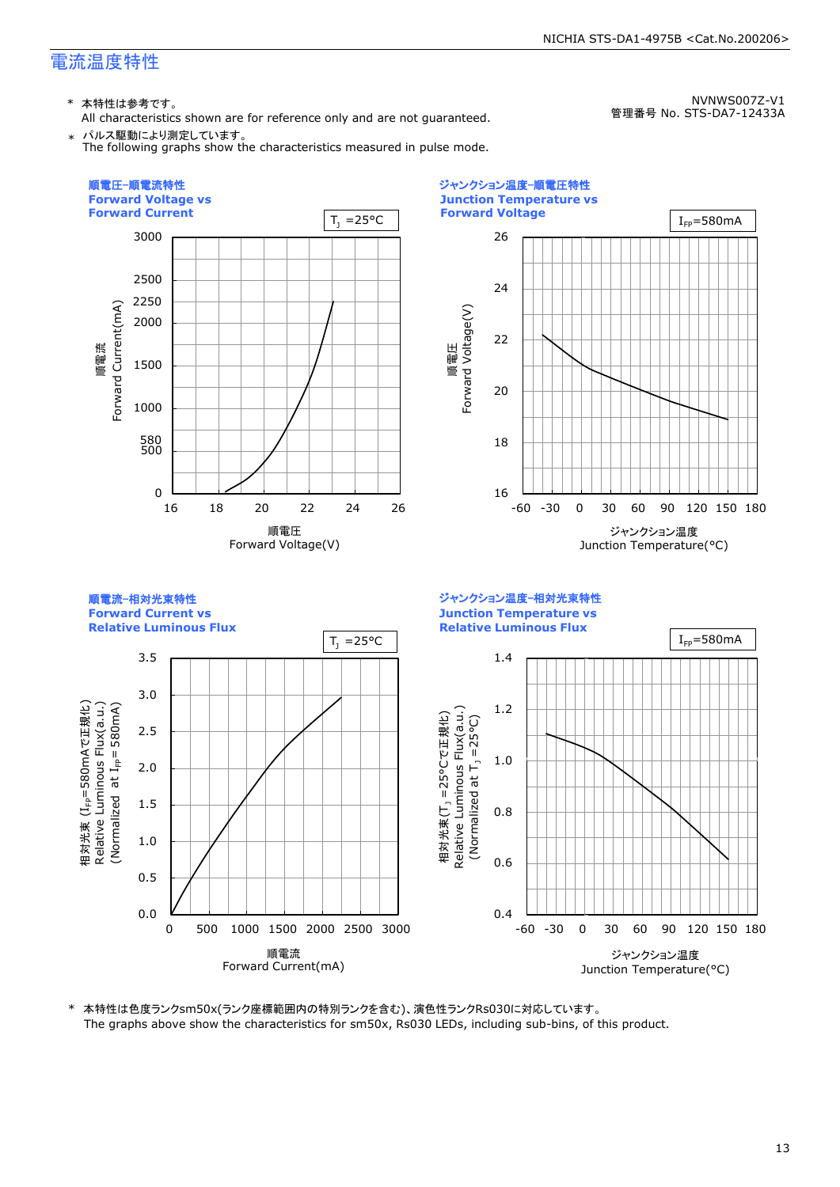## 電流温度特性

NVNWS007Z-V1
管理番号 No. STS-DA7-12433A

\* 本特性は参考です。
All characteristics shown are for reference only and are not guaranteed.

\* パルス駆動により測定しています。
The following graphs show the characteristics measured in pulse mode.

### 順電圧-順電流特性
**Forward Voltage vs Forward Current**

$T_J$ =25°C

順電流 Forward Current(mA): 0, 500, 580, 1000, 1500, 2000, 2250, 2500, 3000

順電圧 Forward Voltage(V): 16, 18, 20, 22, 24, 26

### ジャンクション温度-順電圧特性
**Junction Temperature vs Forward Voltage**

$I_{FP}$=580mA

順電圧 Forward Voltage(V): 16, 18, 20, 22, 24, 26

ジャンクション温度 Junction Temperature(°C): -60, -30, 0, 30, 60, 90, 120, 150, 180

### 順電流-相対光束特性
**Forward Current vs Relative Luminous Flux**

$T_J$ =25°C

相対光束 ($I_{FP}$=580mAで正規化) Relative Luminous Flux(a.u.) (Normalized at $I_{FP}$= 580mA): 0.0, 0.5, 1.0, 1.5, 2.0, 2.5, 3.0, 3.5

順電流 Forward Current(mA): 0, 500, 1000, 1500, 2000, 2500, 3000

### ジャンクション温度-相対光束特性
**Junction Temperature vs Relative Luminous Flux**

$I_{FP}$=580mA

相対光束($T_J$ =25°Cで正規化) Relative Luminous Flux(a.u.) (Normalized at $T_J$ =25°C): 0.4, 0.6, 0.8, 1.0, 1.2, 1.4

ジャンクション温度 Junction Temperature(°C): -60, -30, 0, 30, 60, 90, 120, 150, 180

\* 本特性は色度ランクsm50x(ランク座標範囲内の特別ランクを含む)、演色性ランクRs030に対応しています。
The graphs above show the characteristics for sm50x, Rs030 LEDs, including sub-bins, of this product.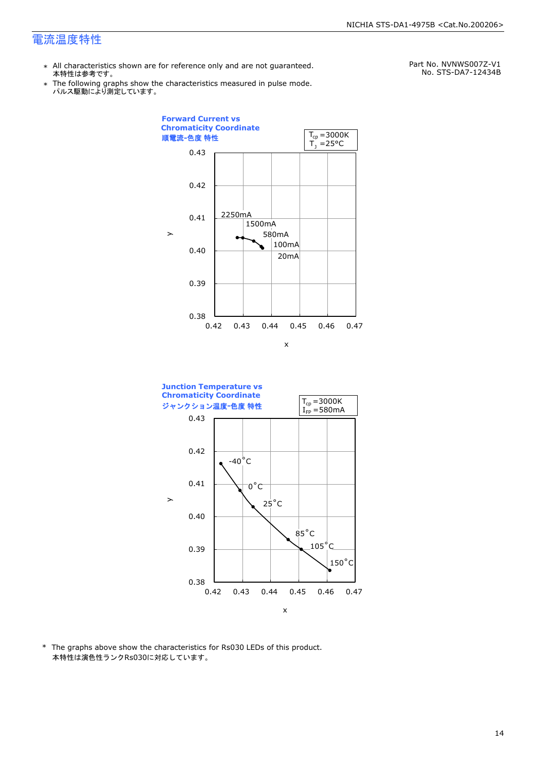# 電流温度特性

Part No. NVNWS007Z-V1
No. STS-DA7-12434B

- ＊ All characteristics shown are for reference only and are not guaranteed.
  本特性は参考です。
- ＊ The following graphs show the characteristics measured in pulse mode.
  パルス駆動により測定しています。

**Forward Current vs Chromaticity Coordinate**
**順電流-色度 特性**

$T_{cp}$ =3000K
$T_J$ =25°C

| Forward Current | Chromaticity Coordinate |
|---|---|
| 2250mA | |
| 1500mA | |
| 580mA | |
| 100mA | |
| 20mA | |

x: 0.42 – 0.47, y: 0.38 – 0.43

**Junction Temperature vs Chromaticity Coordinate**
**ジャンクション温度-色度 特性**

$T_{cp}$ =3000K
$I_{FP}$ =580mA

| Junction Temperature | Chromaticity Coordinate |
|---|---|
| -40°C | |
| 0°C | |
| 25°C | |
| 85°C | |
| 105°C | |
| 150°C | |

x: 0.42 – 0.47, y: 0.38 – 0.43

\* The graphs above show the characteristics for Rs030 LEDs of this product.
本特性は演色性ランクRs030に対応しています。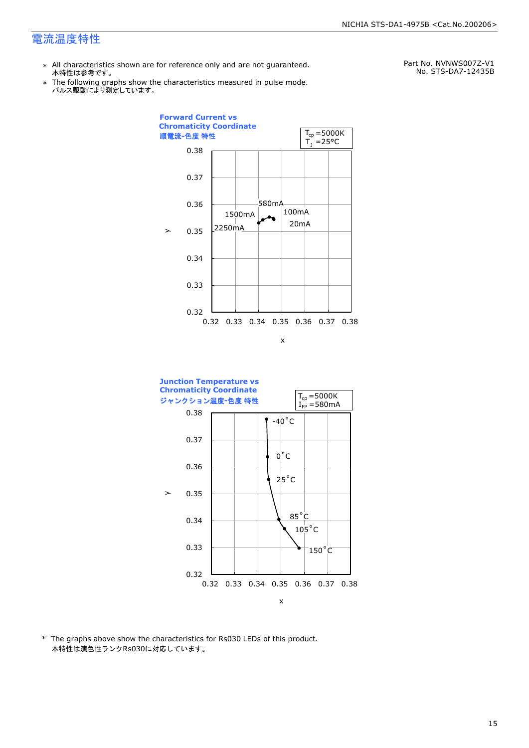## 電流温度特性

- ∗ All characteristics shown are for reference only and are not guaranteed.
  本特性は参考です。
- ∗ The following graphs show the characteristics measured in pulse mode.
  パルス駆動により測定しています。

Part No. NVNWS007Z-V1
No. STS-DA7-12435B

**Forward Current vs Chromaticity Coordinate**
**順電流-色度 特性**

$T_{cp}$ =5000K
$T_J$ =25°C

y: 0.32 – 0.38
x: 0.32 – 0.38

2250mA, 1500mA, 580mA, 100mA, 20mA

**Junction Temperature vs Chromaticity Coordinate**
**ジャンクション温度-色度 特性**

$T_{cp}$ =5000K
$I_{FP}$ =580mA

y: 0.32 – 0.38
x: 0.32 – 0.38

-40°C, 0°C, 25°C, 85°C, 105°C, 150°C

\* The graphs above show the characteristics for Rs030 LEDs of this product.
本特性は演色性ランクRs030に対応しています。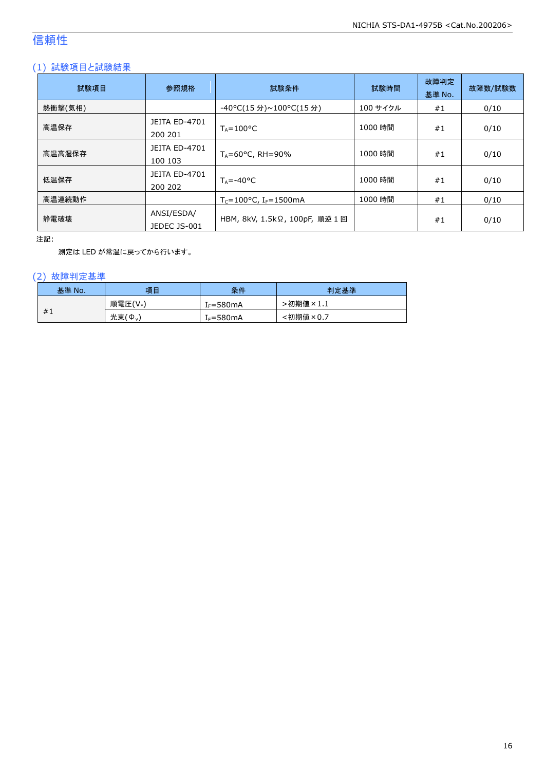# 信頼性

## (1) 試験項目と試験結果

| 試験項目 | 参照規格 | 試験条件 | 試験時間 | 故障判定基準 No. | 故障数/試験数 |
|---|---|---|---|---|---|
| 熱衝撃(気相) | | -40°C(15 分)~100°C(15 分) | 100 サイクル | #1 | 0/10 |
| 高温保存 | JEITA ED-4701 200 201 | $T_A$=100°C | 1000 時間 | #1 | 0/10 |
| 高温高湿保存 | JEITA ED-4701 100 103 | $T_A$=60°C, RH=90% | 1000 時間 | #1 | 0/10 |
| 低温保存 | JEITA ED-4701 200 202 | $T_A$=-40°C | 1000 時間 | #1 | 0/10 |
| 高温連続動作 | | $T_C$=100°C, $I_F$=1500mA | 1000 時間 | #1 | 0/10 |
| 静電破壊 | ANSI/ESDA/ JEDEC JS-001 | HBM, 8kV, 1.5kΩ, 100pF, 順逆 1 回 | | #1 | 0/10 |

注記:

測定は LED が常温に戻ってから行います。

## (2) 故障判定基準

| 基準 No. | 項目 | 条件 | 判定基準 |
|---|---|---|---|
| #1 | 順電圧($V_F$) | $I_F$=580mA | >初期値×1.1 |
| | 光束($\Phi_v$) | $I_F$=580mA | <初期値×0.7 |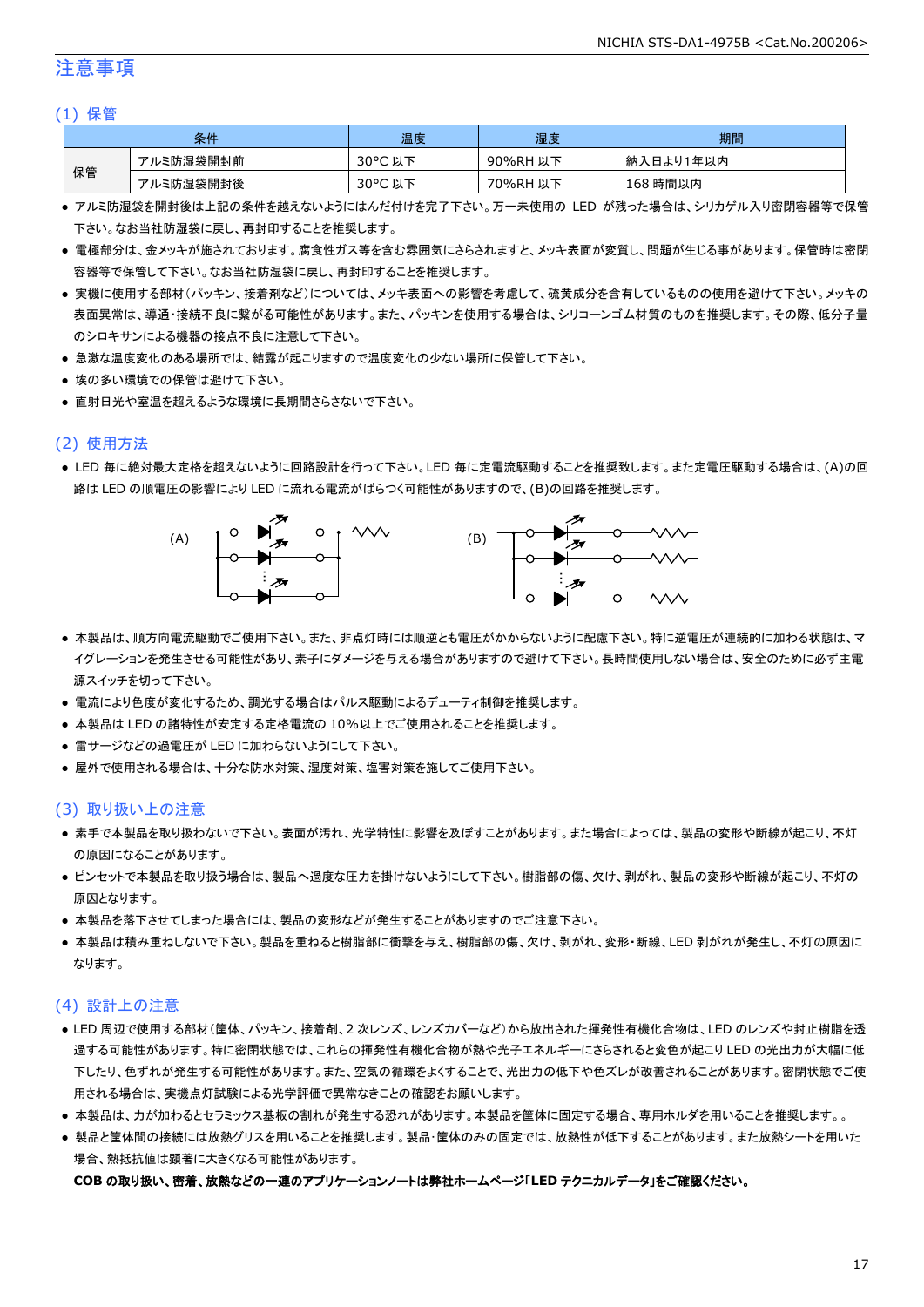# 注意事項

## (1) 保管

| 条件 | | 温度 | 湿度 | 期間 |
|---|---|---|---|---|
| 保管 | アルミ防湿袋開封前 | 30°C 以下 | 90%RH 以下 | 納入日より1年以内 |
| | アルミ防湿袋開封後 | 30°C 以下 | 70%RH 以下 | 168 時間以内 |

- アルミ防湿袋を開封後は上記の条件を越えないようにはんだ付けを完了下さい。万一未使用の LED が残った場合は、シリカゲル入り密閉容器等で保管下さい。なお当社防湿袋に戻し、再封印することを推奨します。
- 電極部分は、金メッキが施されております。腐食性ガス等を含む雰囲気にさらされますと、メッキ表面が変質し、問題が生じる事があります。保管時は密閉容器等で保管して下さい。なお当社防湿袋に戻し、再封印することを推奨します。
- 実機に使用する部材(パッキン、接着剤など)については、メッキ表面への影響を考慮して、硫黄成分を含有しているものの使用を避けて下さい。メッキの表面異常は、導通・接続不良に繋がる可能性があります。また、パッキンを使用する場合は、シリコーンゴム材質のものを推奨します。その際、低分子量のシロキサンによる機器の接点不良に注意して下さい。
- 急激な温度変化のある場所では、結露が起こりますので温度変化の少ない場所に保管して下さい。
- 埃の多い環境での保管は避けて下さい。
- 直射日光や室温を超えるような環境に長期間さらさないで下さい。

## (2) 使用方法

- LED 毎に絶対最大定格を超えないように回路設計を行って下さい。LED 毎に定電流駆動することを推奨致します。また定電圧駆動する場合は、(A)の回路は LED の順電圧の影響により LED に流れる電流がばらつく可能性がありますので、(B)の回路を推奨します。

(A) (B)

- 本製品は、順方向電流駆動でご使用下さい。また、非点灯時には順逆とも電圧がかからないように配慮下さい。特に逆電圧が連続的に加わる状態は、マイグレーションを発生させる可能性があり、素子にダメージを与える場合がありますので避けて下さい。長時間使用しない場合は、安全のために必ず主電源スイッチを切って下さい。
- 電流により色度が変化するため、調光する場合はパルス駆動によるデューティ制御を推奨します。
- 本製品は LED の諸特性が安定する定格電流の 10%以上でご使用されることを推奨します。
- 雷サージなどの過電圧が LED に加わらないようにして下さい。
- 屋外で使用される場合は、十分な防水対策、湿度対策、塩害対策を施してご使用下さい。

## (3) 取り扱い上の注意

- 素手で本製品を取り扱わないで下さい。表面が汚れ、光学特性に影響を及ぼすことがあります。また場合によっては、製品の変形や断線が起こり、不灯の原因になることがあります。
- ピンセットで本製品を取り扱う場合は、製品へ過度な圧力を掛けないようにして下さい。樹脂部の傷、欠け、剥がれ、製品の変形や断線が起こり、不灯の原因となります。
- 本製品を落下させてしまった場合には、製品の変形などが発生することがありますのでご注意下さい。
- 本製品は積み重ねしないで下さい。製品を重ねると樹脂部に衝撃を与え、樹脂部の傷、欠け、剥がれ、変形・断線、LED 剥がれが発生し、不灯の原因になります。

## (4) 設計上の注意

- LED 周辺で使用する部材(筐体、パッキン、接着剤、2 次レンズ、レンズカバーなど)から放出された揮発性有機化合物は、LED のレンズや封止樹脂を透過する可能性があります。特に密閉状態では、これらの揮発性有機化合物が熱や光子エネルギーにさらされると変色が起こり LED の光出力が大幅に低下したり、色ずれが発生する可能性があります。また、空気の循環をよくすることで、光出力の低下や色ズレが改善されることがあります。密閉状態でご使用される場合は、実機点灯試験による光学評価で異常なきことの確認をお願いします。
- 本製品は、力が加わるとセラミックス基板の割れが発生する恐れがあります。本製品を筐体に固定する場合、専用ホルダを用いることを推奨します。。
- 製品と筐体間の接続には放熱グリスを用いることを推奨します。製品･筐体のみの固定では、放熱性が低下することがあります。また放熱シートを用いた場合、熱抵抗値は顕著に大きくなる可能性があります。

**COB の取り扱い、密着、放熱などの一連のアプリケーションノートは弊社ホームページ「LED テクニカルデータ」をご確認ください。**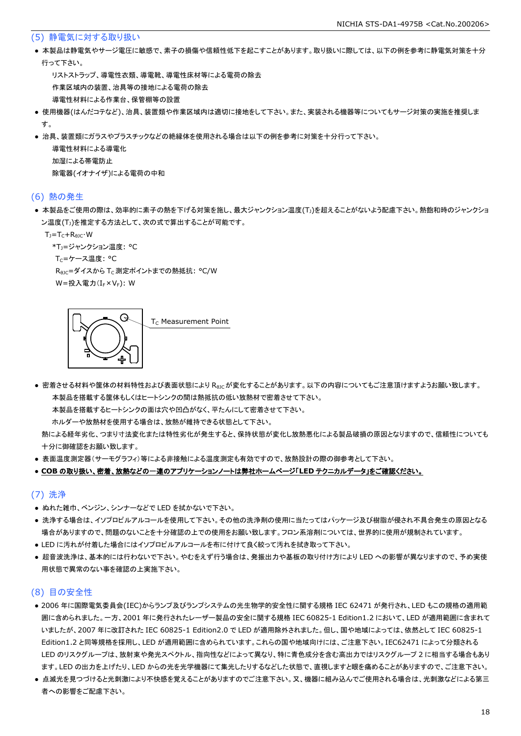## (5) 静電気に対する取り扱い

- 本製品は静電気やサージ電圧に敏感で、素子の損傷や信頼性低下を起こすことがあります。取り扱いに際しては、以下の例を参考に静電気対策を十分行って下さい。
  - リストストラップ、導電性衣類、導電靴、導電性床材等による電荷の除去
  - 作業区域内の装置、治具等の接地による電荷の除去
  - 導電性材料による作業台、保管棚等の設置
- 使用機器(はんだコテなど)、治具、装置類や作業区域内は適切に接地をして下さい。また、実装される機器等についてもサージ対策の実施を推奨します。
- 治具、装置類にガラスやプラスチックなどの絶縁体を使用される場合は以下の例を参考に対策を十分行って下さい。
  - 導電性材料による導電化
  - 加湿による帯電防止
  - 除電器(イオナイザ)による電荷の中和

## (6) 熱の発生

- 本製品をご使用の際は、効率的に素子の熱を下げる対策を施し、最大ジャンクション温度($T_J$)を超えることがないよう配慮下さい。熱飽和時のジャンクション温度($T_J$)を推定する方法として、次の式で算出することが可能です。

$T_J=T_C+R_{\theta JC}\cdot W$

*$T_J$=ジャンクション温度: °C
$T_C$=ケース温度: °C
$R_{\theta JC}$=ダイスから $T_C$ 測定ポイントまでの熱抵抗: °C/W
W=投入電力($I_F \times V_F$): W

$T_C$ Measurement Point

- 密着させる材料や筐体の材料特性および表面状態により $R_{\theta JC}$ が変化することがあります。以下の内容についてもご注意頂けますようお願い致します。
  - 本製品を搭載する筐体もしくはヒートシンクの間は熱抵抗の低い放熱材で密着させて下さい。
  - 本製品を搭載するヒートシンクの面は穴や凹凸がなく、平たんにして密着させて下さい。
  - ホルダーや放熱材を使用する場合は、放熱が維持できる状態として下さい。

  熱による経年劣化、つまり寸法変化または特性劣化が発生すると、保持状態が変化し放熱悪化による製品破損の原因となりますので、信頼性についても十分に御確認をお願い致します。
- 表面温度測定器(サーモグラフィ)等による非接触による温度測定も有効ですので、放熱設計の際の御参考として下さい。
- **COB の取り扱い、密着、放熱などの一連のアプリケーションノートは弊社ホームページ「LED テクニカルデータ」をご確認ください。**

## (7) 洗浄

- ぬれた雑巾、ベンジン、シンナーなどで LED を拭かないで下さい。
- 洗浄する場合は、イソプロピルアルコールを使用して下さい。その他の洗浄剤の使用に当たってはパッケージ及び樹脂が侵され不具合発生の原因となる場合がありますので、問題のないことを十分確認の上での使用をお願い致します。フロン系溶剤については、世界的に使用が規制されています。
- LED に汚れが付着した場合にはイソプロピルアルコールを布に付けて良く絞って汚れを拭き取って下さい。
- 超音波洗浄は、基本的には行わないで下さい。やむをえず行う場合は、発振出力や基板の取り付け方により LED への影響が異なりますので、予め実使用状態で異常のない事を確認の上実施下さい。

## (8) 目の安全性

- 2006 年に国際電気委員会(IEC)からランプ及びランプシステムの光生物学的安全性に関する規格 IEC 62471 が発行され、LED もこの規格の適用範囲に含められました。一方、2001 年に発行されたレーザー製品の安全に関する規格 IEC 60825-1 Edition1.2 において、LED が適用範囲に含まれていましたが、2007 年に改訂された IEC 60825-1 Edition2.0 で LED が適用除外されました。但し、国や地域によっては、依然として IEC 60825-1 Edition1.2 と同等規格を採用し、LED が適用範囲に含められています。これらの国や地域向けには、ご注意下さい。IEC62471 によって分類される LED のリスクグループは、放射束や発光スペクトル、指向性などによって異なり、特に青色成分を含む高出力ではリスクグループ 2 に相当する場合もあります。LED の出力を上げたり、LED からの光を光学機器にて集光したりするなどした状態で、直視しますと眼を痛めることがありますので、ご注意下さい。
- 点滅光を見つづけると光刺激により不快感を覚えることがありますのでご注意下さい。又、機器に組み込んでご使用される場合は、光刺激などによる第三者への影響をご配慮下さい。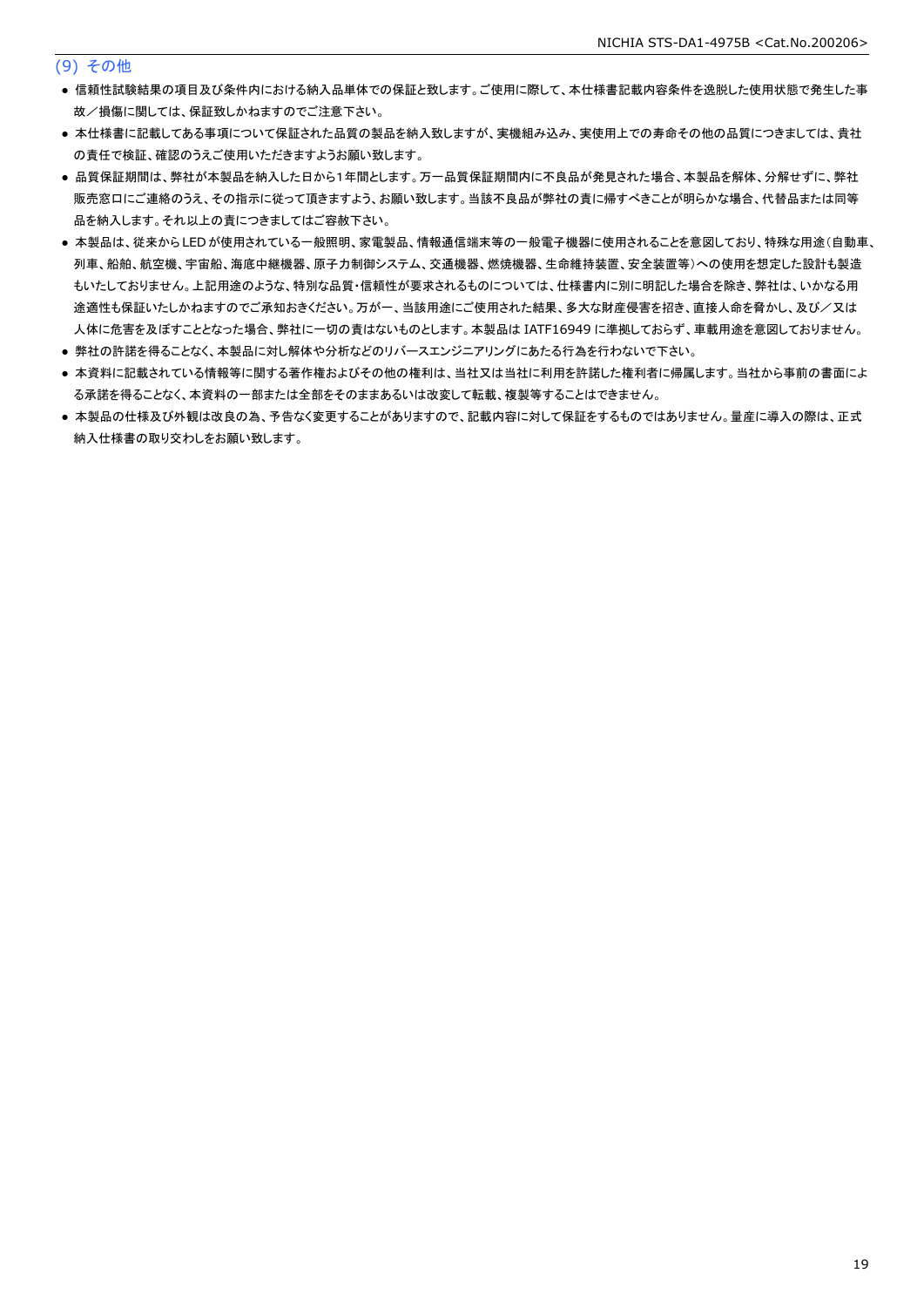## (9) その他

- 信頼性試験結果の項目及び条件内における納入品単体での保証と致します。ご使用に際して、本仕様書記載内容条件を逸脱した使用状態で発生した事故／損傷に関しては、保証致しかねますのでご注意下さい。
- 本仕様書に記載してある事項について保証された品質の製品を納入致しますが、実機組み込み、実使用上での寿命その他の品質につきましては、貴社の責任で検証、確認のうえご使用いただきますようお願い致します。
- 品質保証期間は、弊社が本製品を納入した日から1年間とします。万一品質保証期間内に不良品が発見された場合、本製品を解体、分解せずに、弊社販売窓口にご連絡のうえ、その指示に従って頂きますよう、お願い致します。当該不良品が弊社の責に帰すべきことが明らかな場合、代替品または同等品を納入します。それ以上の責につきましてはご容赦下さい。
- 本製品は、従来からLEDが使用されている一般照明、家電製品、情報通信端末等の一般電子機器に使用されることを意図しており、特殊な用途（自動車、列車、船舶、航空機、宇宙船、海底中継機器、原子力制御システム、交通機器、燃焼機器、生命維持装置、安全装置等）への使用を想定した設計も製造もいたしておりません。上記用途のような、特別な品質･信頼性が要求されるものについては、仕様書内に別に明記した場合を除き、弊社は、いかなる用途適性も保証いたしかねますのでご承知おきください。万が一、当該用途にご使用された結果、多大な財産侵害を招き、直接人命を脅かし、及び／又は人体に危害を及ぼすこととなった場合、弊社に一切の責はないものとします。本製品は IATF16949 に準拠しておらず、車載用途を意図しておりません。
- 弊社の許諾を得ることなく、本製品に対し解体や分析などのリバースエンジニアリングにあたる行為を行わないで下さい。
- 本資料に記載されている情報等に関する著作権およびその他の権利は、当社又は当社に利用を許諾した権利者に帰属します。当社から事前の書面による承諾を得ることなく、本資料の一部または全部をそのままあるいは改変して転載、複製等することはできません。
- 本製品の仕様及び外観は改良の為、予告なく変更することがありますので、記載内容に対して保証をするものではありません。量産に導入の際は、正式納入仕様書の取り交わしをお願い致します。